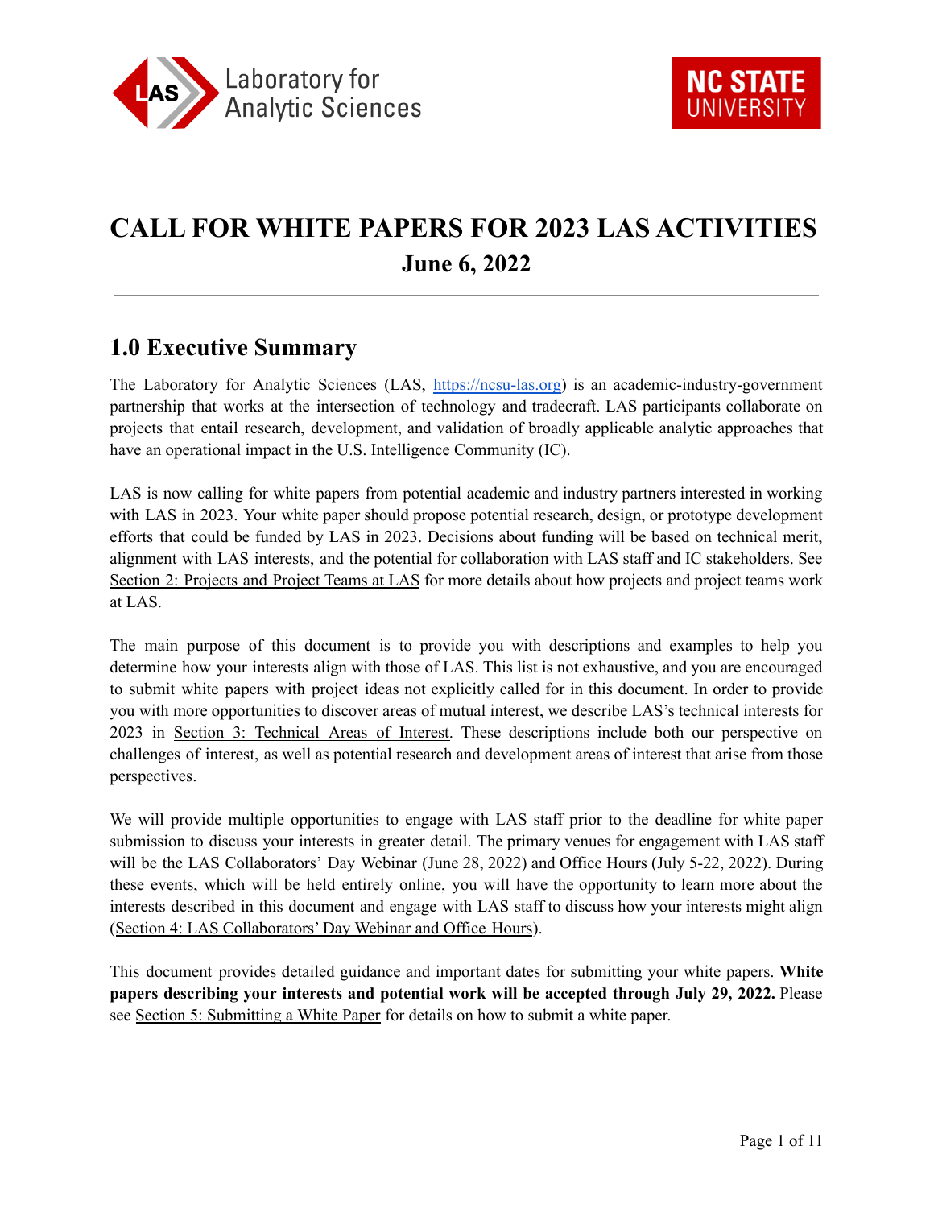# CALL FOR WHITE PAPERS FOR 2023 LAS ACTIVITIES

**June 6, 2022**

## 1.0 Executive Summary

The Laboratory for Analytic Sciences (LAS, https://ncsu-las.org) is an academic-industry-government partnership that works at the intersection of technology and tradecraft. LAS participants collaborate on projects that entail research, development, and validation of broadly applicable analytic approaches that have an operational impact in the U.S. Intelligence Community (IC).

LAS is now calling for white papers from potential academic and industry partners interested in working with LAS in 2023. Your white paper should propose potential research, design, or prototype development efforts that could be funded by LAS in 2023. Decisions about funding will be based on technical merit, alignment with LAS interests, and the potential for collaboration with LAS staff and IC stakeholders. See Section 2: Projects and Project Teams at LAS for more details about how projects and project teams work at LAS.

The main purpose of this document is to provide you with descriptions and examples to help you determine how your interests align with those of LAS. This list is not exhaustive, and you are encouraged to submit white papers with project ideas not explicitly called for in this document. In order to provide you with more opportunities to discover areas of mutual interest, we describe LAS's technical interests for 2023 in Section 3: Technical Areas of Interest. These descriptions include both our perspective on challenges of interest, as well as potential research and development areas of interest that arise from those perspectives.

We will provide multiple opportunities to engage with LAS staff prior to the deadline for white paper submission to discuss your interests in greater detail. The primary venues for engagement with LAS staff will be the LAS Collaborators' Day Webinar (June 28, 2022) and Office Hours (July 5-22, 2022). During these events, which will be held entirely online, you will have the opportunity to learn more about the interests described in this document and engage with LAS staff to discuss how your interests might align (Section 4: LAS Collaborators' Day Webinar and Office Hours).

This document provides detailed guidance and important dates for submitting your white papers. **White papers describing your interests and potential work will be accepted through July 29, 2022.** Please see Section 5: Submitting a White Paper for details on how to submit a white paper.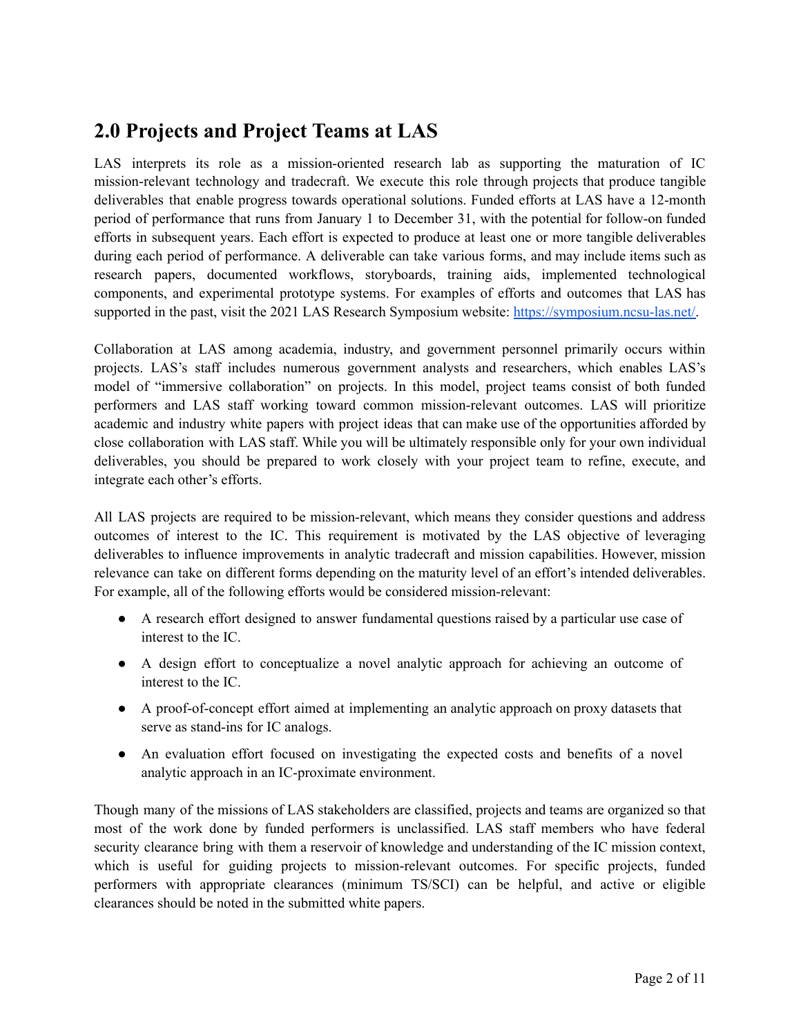## 2.0 Projects and Project Teams at LAS

LAS interprets its role as a mission-oriented research lab as supporting the maturation of IC mission-relevant technology and tradecraft. We execute this role through projects that produce tangible deliverables that enable progress towards operational solutions. Funded efforts at LAS have a 12-month period of performance that runs from January 1 to December 31, with the potential for follow-on funded efforts in subsequent years. Each effort is expected to produce at least one or more tangible deliverables during each period of performance. A deliverable can take various forms, and may include items such as research papers, documented workflows, storyboards, training aids, implemented technological components, and experimental prototype systems. For examples of efforts and outcomes that LAS has supported in the past, visit the 2021 LAS Research Symposium website: [https://symposium.ncsu-las.net/](https://symposium.ncsu-las.net/).

Collaboration at LAS among academia, industry, and government personnel primarily occurs within projects. LAS's staff includes numerous government analysts and researchers, which enables LAS's model of "immersive collaboration" on projects. In this model, project teams consist of both funded performers and LAS staff working toward common mission-relevant outcomes. LAS will prioritize academic and industry white papers with project ideas that can make use of the opportunities afforded by close collaboration with LAS staff. While you will be ultimately responsible only for your own individual deliverables, you should be prepared to work closely with your project team to refine, execute, and integrate each other's efforts.

All LAS projects are required to be mission-relevant, which means they consider questions and address outcomes of interest to the IC. This requirement is motivated by the LAS objective of leveraging deliverables to influence improvements in analytic tradecraft and mission capabilities. However, mission relevance can take on different forms depending on the maturity level of an effort's intended deliverables. For example, all of the following efforts would be considered mission-relevant:

- A research effort designed to answer fundamental questions raised by a particular use case of interest to the IC.
- A design effort to conceptualize a novel analytic approach for achieving an outcome of interest to the IC.
- A proof-of-concept effort aimed at implementing an analytic approach on proxy datasets that serve as stand-ins for IC analogs.
- An evaluation effort focused on investigating the expected costs and benefits of a novel analytic approach in an IC-proximate environment.

Though many of the missions of LAS stakeholders are classified, projects and teams are organized so that most of the work done by funded performers is unclassified. LAS staff members who have federal security clearance bring with them a reservoir of knowledge and understanding of the IC mission context, which is useful for guiding projects to mission-relevant outcomes. For specific projects, funded performers with appropriate clearances (minimum TS/SCI) can be helpful, and active or eligible clearances should be noted in the submitted white papers.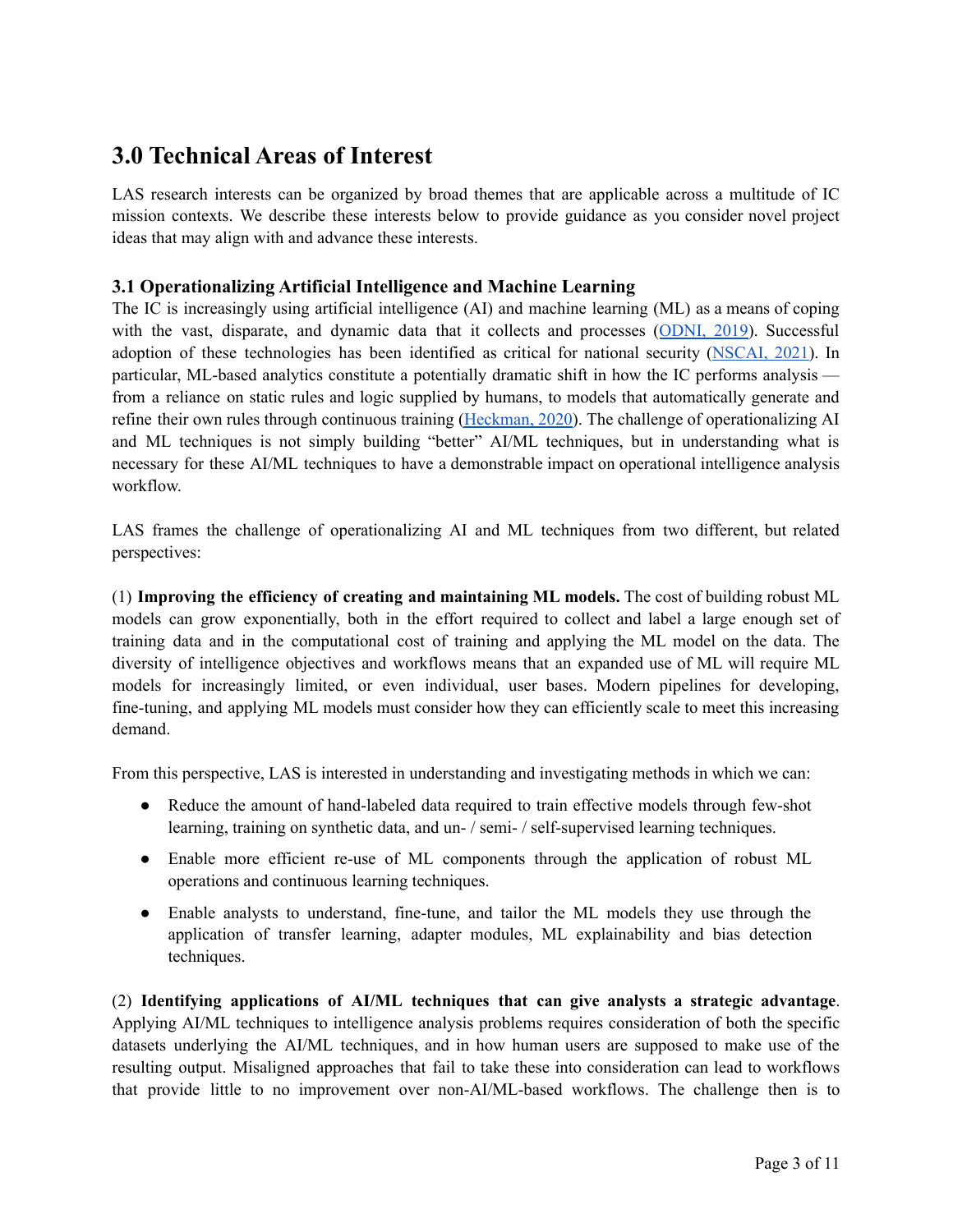## 3.0 Technical Areas of Interest

LAS research interests can be organized by broad themes that are applicable across a multitude of IC mission contexts. We describe these interests below to provide guidance as you consider novel project ideas that may align with and advance these interests.

### 3.1 Operationalizing Artificial Intelligence and Machine Learning

The IC is increasingly using artificial intelligence (AI) and machine learning (ML) as a means of coping with the vast, disparate, and dynamic data that it collects and processes (ODNI, 2019). Successful adoption of these technologies has been identified as critical for national security (NSCAI, 2021). In particular, ML-based analytics constitute a potentially dramatic shift in how the IC performs analysis — from a reliance on static rules and logic supplied by humans, to models that automatically generate and refine their own rules through continuous training (Heckman, 2020). The challenge of operationalizing AI and ML techniques is not simply building "better" AI/ML techniques, but in understanding what is necessary for these AI/ML techniques to have a demonstrable impact on operational intelligence analysis workflow.

LAS frames the challenge of operationalizing AI and ML techniques from two different, but related perspectives:

(1) **Improving the efficiency of creating and maintaining ML models.** The cost of building robust ML models can grow exponentially, both in the effort required to collect and label a large enough set of training data and in the computational cost of training and applying the ML model on the data. The diversity of intelligence objectives and workflows means that an expanded use of ML will require ML models for increasingly limited, or even individual, user bases. Modern pipelines for developing, fine-tuning, and applying ML models must consider how they can efficiently scale to meet this increasing demand.

From this perspective, LAS is interested in understanding and investigating methods in which we can:

- Reduce the amount of hand-labeled data required to train effective models through few-shot learning, training on synthetic data, and un- / semi- / self-supervised learning techniques.
- Enable more efficient re-use of ML components through the application of robust ML operations and continuous learning techniques.
- Enable analysts to understand, fine-tune, and tailor the ML models they use through the application of transfer learning, adapter modules, ML explainability and bias detection techniques.

(2) **Identifying applications of AI/ML techniques that can give analysts a strategic advantage**. Applying AI/ML techniques to intelligence analysis problems requires consideration of both the specific datasets underlying the AI/ML techniques, and in how human users are supposed to make use of the resulting output. Misaligned approaches that fail to take these into consideration can lead to workflows that provide little to no improvement over non-AI/ML-based workflows. The challenge then is to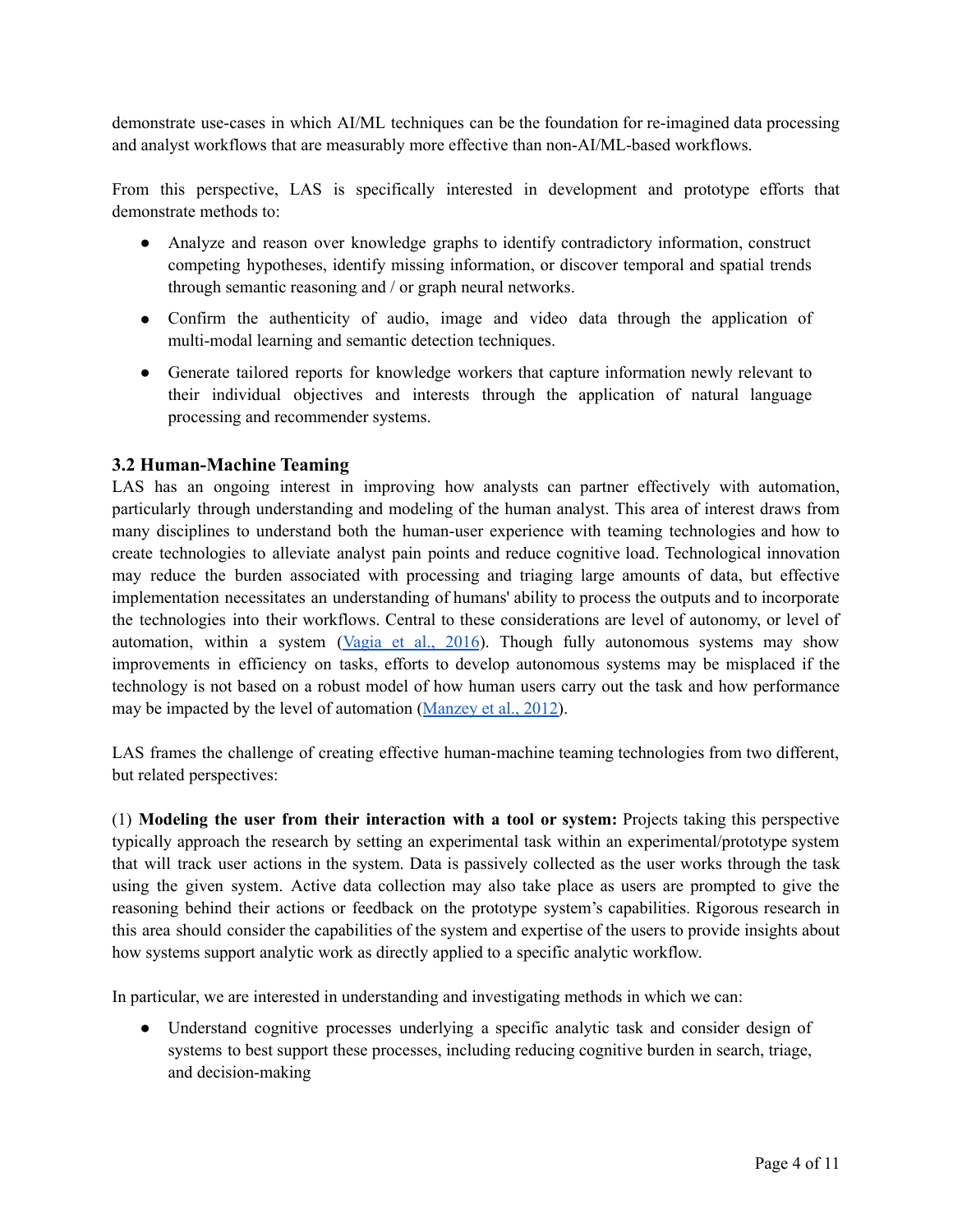demonstrate use-cases in which AI/ML techniques can be the foundation for re-imagined data processing and analyst workflows that are measurably more effective than non-AI/ML-based workflows.

From this perspective, LAS is specifically interested in development and prototype efforts that demonstrate methods to:

- Analyze and reason over knowledge graphs to identify contradictory information, construct competing hypotheses, identify missing information, or discover temporal and spatial trends through semantic reasoning and / or graph neural networks.
- Confirm the authenticity of audio, image and video data through the application of multi-modal learning and semantic detection techniques.
- Generate tailored reports for knowledge workers that capture information newly relevant to their individual objectives and interests through the application of natural language processing and recommender systems.

### 3.2 Human-Machine Teaming

LAS has an ongoing interest in improving how analysts can partner effectively with automation, particularly through understanding and modeling of the human analyst. This area of interest draws from many disciplines to understand both the human-user experience with teaming technologies and how to create technologies to alleviate analyst pain points and reduce cognitive load. Technological innovation may reduce the burden associated with processing and triaging large amounts of data, but effective implementation necessitates an understanding of humans' ability to process the outputs and to incorporate the technologies into their workflows. Central to these considerations are level of autonomy, or level of automation, within a system (Vagia et al., 2016). Though fully autonomous systems may show improvements in efficiency on tasks, efforts to develop autonomous systems may be misplaced if the technology is not based on a robust model of how human users carry out the task and how performance may be impacted by the level of automation (Manzey et al., 2012).

LAS frames the challenge of creating effective human-machine teaming technologies from two different, but related perspectives:

(1) **Modeling the user from their interaction with a tool or system:** Projects taking this perspective typically approach the research by setting an experimental task within an experimental/prototype system that will track user actions in the system. Data is passively collected as the user works through the task using the given system. Active data collection may also take place as users are prompted to give the reasoning behind their actions or feedback on the prototype system's capabilities. Rigorous research in this area should consider the capabilities of the system and expertise of the users to provide insights about how systems support analytic work as directly applied to a specific analytic workflow.

In particular, we are interested in understanding and investigating methods in which we can:

- Understand cognitive processes underlying a specific analytic task and consider design of systems to best support these processes, including reducing cognitive burden in search, triage, and decision-making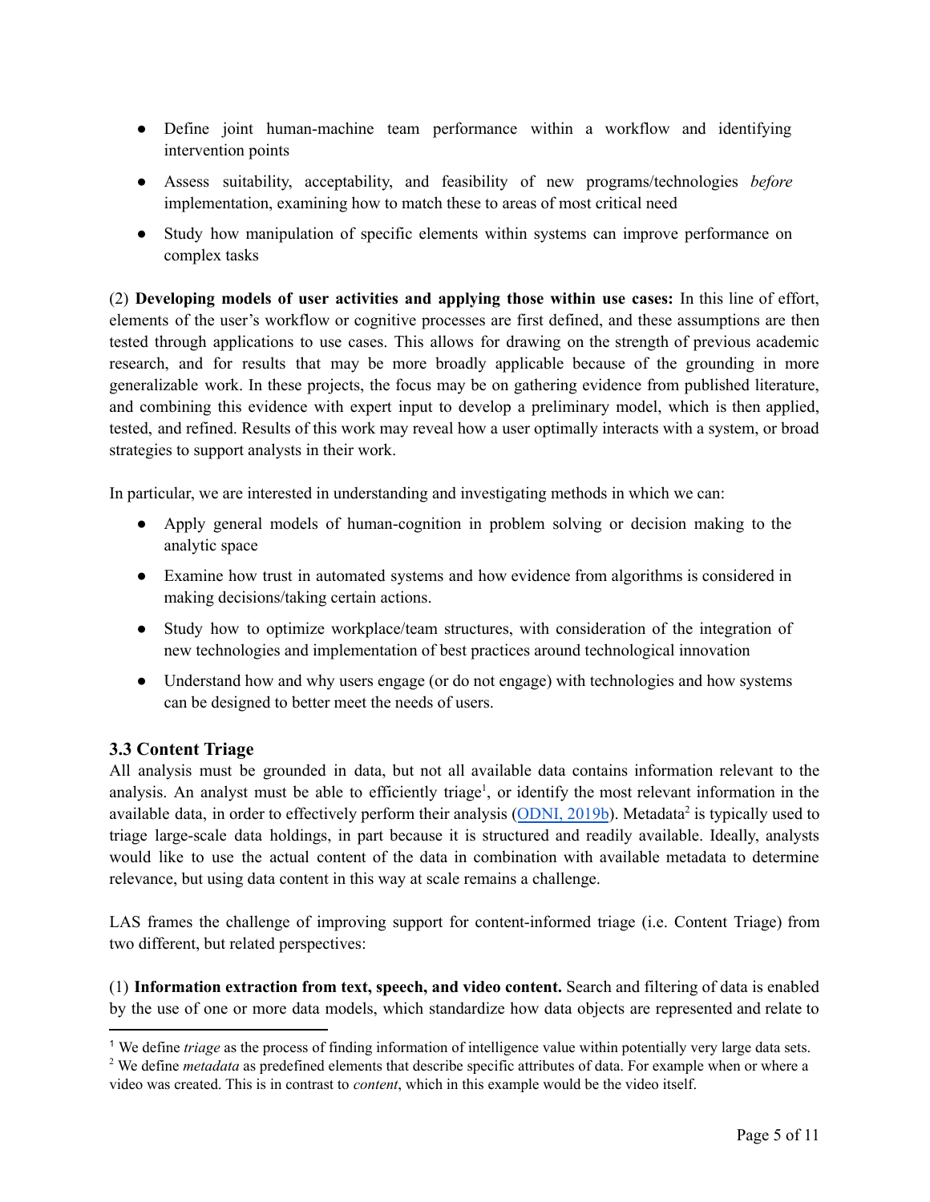- Define joint human-machine team performance within a workflow and identifying intervention points
- Assess suitability, acceptability, and feasibility of new programs/technologies *before* implementation, examining how to match these to areas of most critical need
- Study how manipulation of specific elements within systems can improve performance on complex tasks

(2) **Developing models of user activities and applying those within use cases:** In this line of effort, elements of the user's workflow or cognitive processes are first defined, and these assumptions are then tested through applications to use cases. This allows for drawing on the strength of previous academic research, and for results that may be more broadly applicable because of the grounding in more generalizable work. In these projects, the focus may be on gathering evidence from published literature, and combining this evidence with expert input to develop a preliminary model, which is then applied, tested, and refined. Results of this work may reveal how a user optimally interacts with a system, or broad strategies to support analysts in their work.

In particular, we are interested in understanding and investigating methods in which we can:

- Apply general models of human-cognition in problem solving or decision making to the analytic space
- Examine how trust in automated systems and how evidence from algorithms is considered in making decisions/taking certain actions.
- Study how to optimize workplace/team structures, with consideration of the integration of new technologies and implementation of best practices around technological innovation
- Understand how and why users engage (or do not engage) with technologies and how systems can be designed to better meet the needs of users.

### 3.3 Content Triage

All analysis must be grounded in data, but not all available data contains information relevant to the analysis. An analyst must be able to efficiently triage[1], or identify the most relevant information in the available data, in order to effectively perform their analysis (ODNI, 2019b). Metadata[2] is typically used to triage large-scale data holdings, in part because it is structured and readily available. Ideally, analysts would like to use the actual content of the data in combination with available metadata to determine relevance, but using data content in this way at scale remains a challenge.

LAS frames the challenge of improving support for content-informed triage (i.e. Content Triage) from two different, but related perspectives:

(1) **Information extraction from text, speech, and video content.** Search and filtering of data is enabled by the use of one or more data models, which standardize how data objects are represented and relate to

[1] We define *triage* as the process of finding information of intelligence value within potentially very large data sets.

[2] We define *metadata* as predefined elements that describe specific attributes of data. For example when or where a video was created. This is in contrast to *content*, which in this example would be the video itself.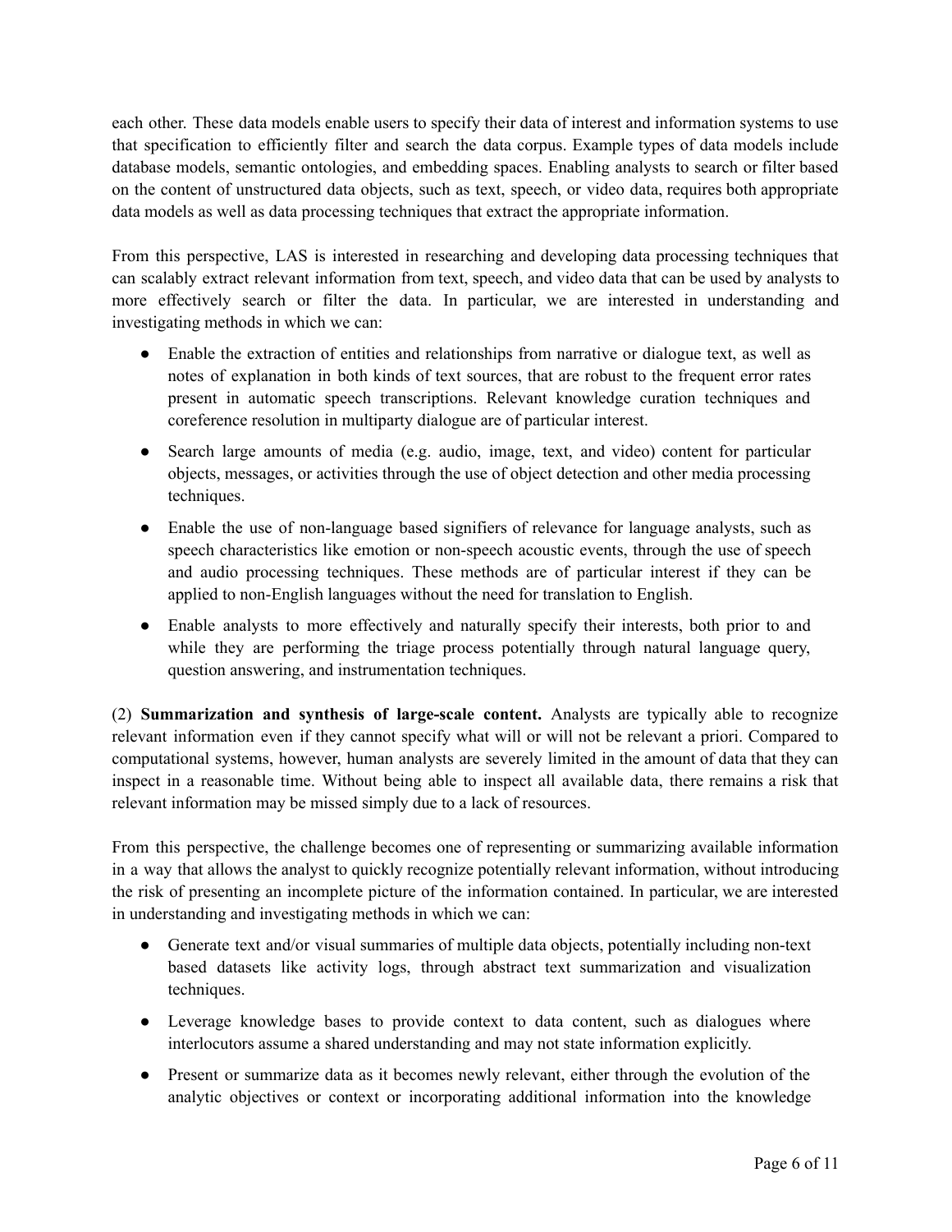each other. These data models enable users to specify their data of interest and information systems to use that specification to efficiently filter and search the data corpus. Example types of data models include database models, semantic ontologies, and embedding spaces. Enabling analysts to search or filter based on the content of unstructured data objects, such as text, speech, or video data, requires both appropriate data models as well as data processing techniques that extract the appropriate information.

From this perspective, LAS is interested in researching and developing data processing techniques that can scalably extract relevant information from text, speech, and video data that can be used by analysts to more effectively search or filter the data. In particular, we are interested in understanding and investigating methods in which we can:

- Enable the extraction of entities and relationships from narrative or dialogue text, as well as notes of explanation in both kinds of text sources, that are robust to the frequent error rates present in automatic speech transcriptions. Relevant knowledge curation techniques and coreference resolution in multiparty dialogue are of particular interest.
- Search large amounts of media (e.g. audio, image, text, and video) content for particular objects, messages, or activities through the use of object detection and other media processing techniques.
- Enable the use of non-language based signifiers of relevance for language analysts, such as speech characteristics like emotion or non-speech acoustic events, through the use of speech and audio processing techniques. These methods are of particular interest if they can be applied to non-English languages without the need for translation to English.
- Enable analysts to more effectively and naturally specify their interests, both prior to and while they are performing the triage process potentially through natural language query, question answering, and instrumentation techniques.

(2) **Summarization and synthesis of large-scale content.** Analysts are typically able to recognize relevant information even if they cannot specify what will or will not be relevant a priori. Compared to computational systems, however, human analysts are severely limited in the amount of data that they can inspect in a reasonable time. Without being able to inspect all available data, there remains a risk that relevant information may be missed simply due to a lack of resources.

From this perspective, the challenge becomes one of representing or summarizing available information in a way that allows the analyst to quickly recognize potentially relevant information, without introducing the risk of presenting an incomplete picture of the information contained. In particular, we are interested in understanding and investigating methods in which we can:

- Generate text and/or visual summaries of multiple data objects, potentially including non-text based datasets like activity logs, through abstract text summarization and visualization techniques.
- Leverage knowledge bases to provide context to data content, such as dialogues where interlocutors assume a shared understanding and may not state information explicitly.
- Present or summarize data as it becomes newly relevant, either through the evolution of the analytic objectives or context or incorporating additional information into the knowledge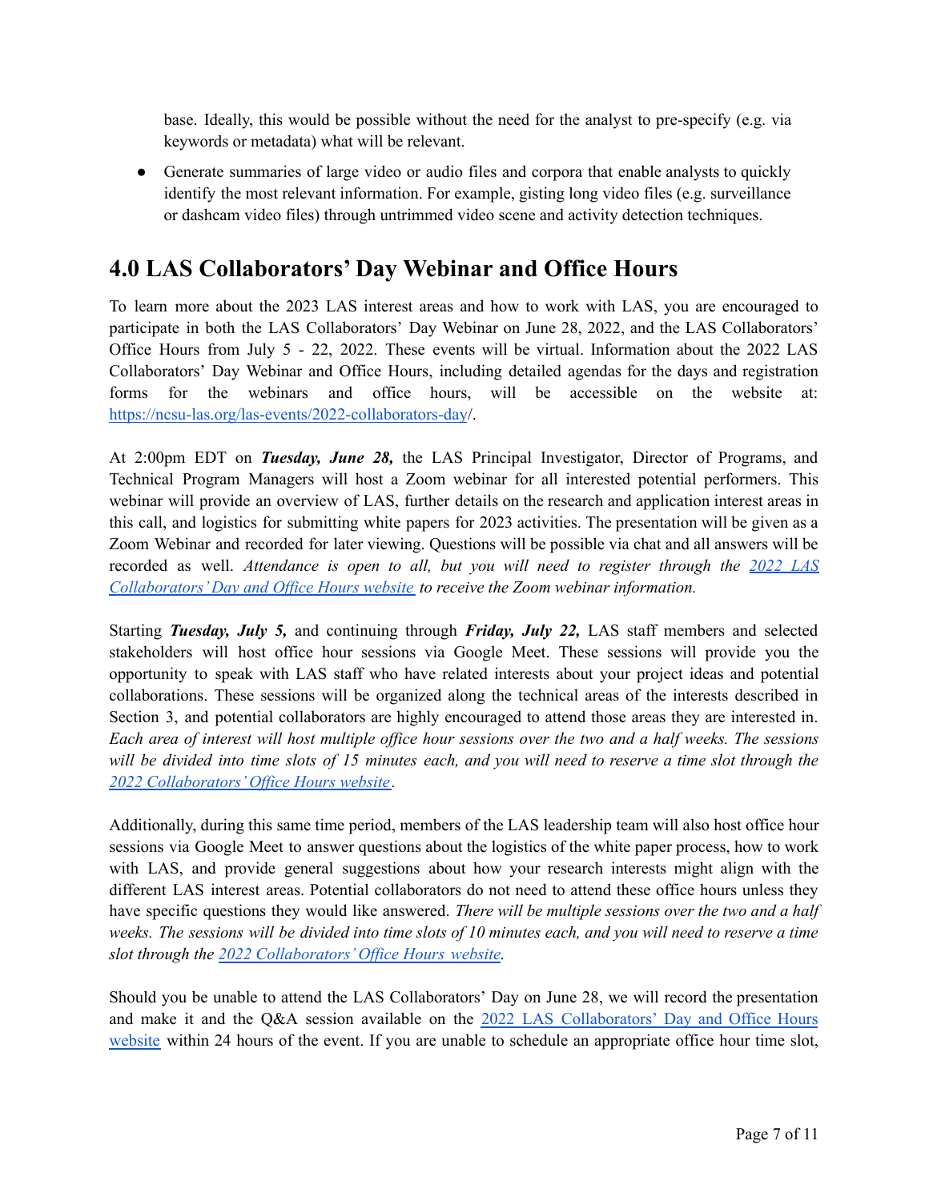base. Ideally, this would be possible without the need for the analyst to pre-specify (e.g. via keywords or metadata) what will be relevant.

- Generate summaries of large video or audio files and corpora that enable analysts to quickly identify the most relevant information. For example, gisting long video files (e.g. surveillance or dashcam video files) through untrimmed video scene and activity detection techniques.

## 4.0 LAS Collaborators' Day Webinar and Office Hours

To learn more about the 2023 LAS interest areas and how to work with LAS, you are encouraged to participate in both the LAS Collaborators' Day Webinar on June 28, 2022, and the LAS Collaborators' Office Hours from July 5 - 22, 2022. These events will be virtual. Information about the 2022 LAS Collaborators' Day Webinar and Office Hours, including detailed agendas for the days and registration forms for the webinars and office hours, will be accessible on the website at: [https://ncsu-las.org/las-events/2022-collaborators-day/](https://ncsu-las.org/las-events/2022-collaborators-day/).

At 2:00pm EDT on ***Tuesday, June 28,*** the LAS Principal Investigator, Director of Programs, and Technical Program Managers will host a Zoom webinar for all interested potential performers. This webinar will provide an overview of LAS, further details on the research and application interest areas in this call, and logistics for submitting white papers for 2023 activities. The presentation will be given as a Zoom Webinar and recorded for later viewing. Questions will be possible via chat and all answers will be recorded as well. *Attendance is open to all, but you will need to register through the 2022 LAS Collaborators' Day and Office Hours website to receive the Zoom webinar information.*

Starting ***Tuesday, July 5,*** and continuing through ***Friday, July 22,*** LAS staff members and selected stakeholders will host office hour sessions via Google Meet. These sessions will provide you the opportunity to speak with LAS staff who have related interests about your project ideas and potential collaborations. These sessions will be organized along the technical areas of the interests described in Section 3, and potential collaborators are highly encouraged to attend those areas they are interested in. *Each area of interest will host multiple office hour sessions over the two and a half weeks. The sessions will be divided into time slots of 15 minutes each, and you will need to reserve a time slot through the 2022 Collaborators' Office Hours website.*

Additionally, during this same time period, members of the LAS leadership team will also host office hour sessions via Google Meet to answer questions about the logistics of the white paper process, how to work with LAS, and provide general suggestions about how your research interests might align with the different LAS interest areas. Potential collaborators do not need to attend these office hours unless they have specific questions they would like answered. *There will be multiple sessions over the two and a half weeks. The sessions will be divided into time slots of 10 minutes each, and you will need to reserve a time slot through the 2022 Collaborators' Office Hours website.*

Should you be unable to attend the LAS Collaborators' Day on June 28, we will record the presentation and make it and the Q&A session available on the 2022 LAS Collaborators' Day and Office Hours website within 24 hours of the event. If you are unable to schedule an appropriate office hour time slot,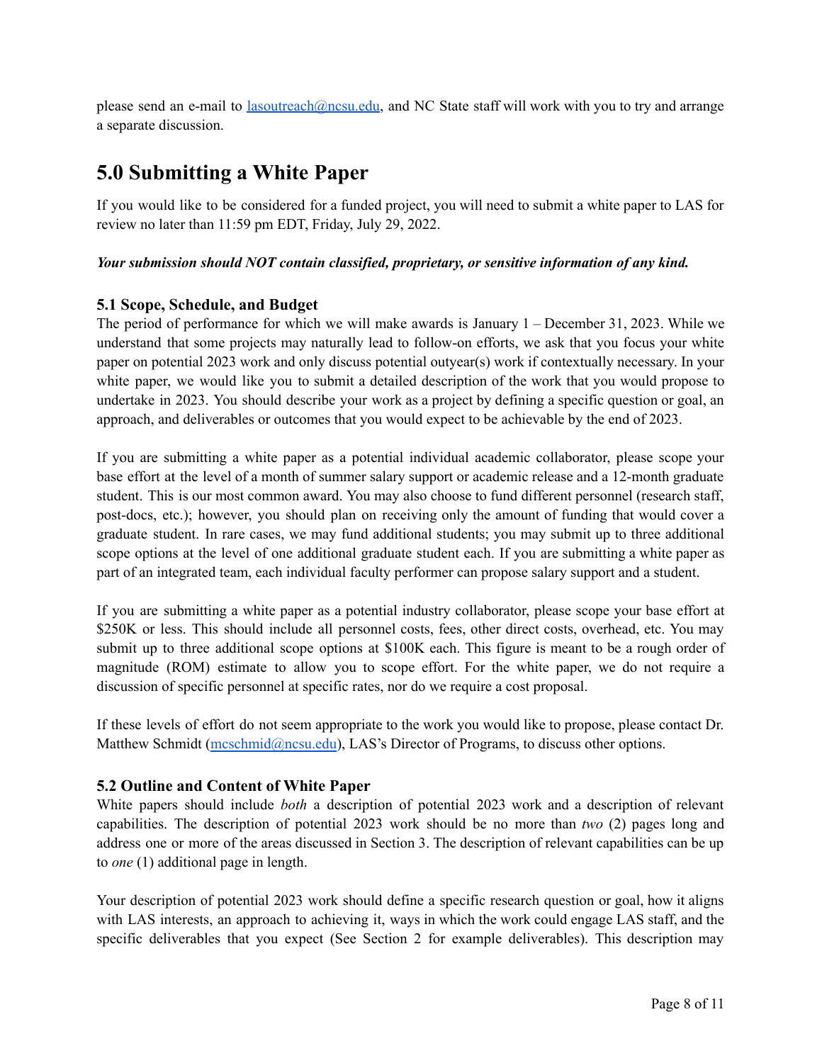please send an e-mail to [lasoutreach@ncsu.edu](mailto:lasoutreach@ncsu.edu), and NC State staff will work with you to try and arrange a separate discussion.

# 5.0 Submitting a White Paper

If you would like to be considered for a funded project, you will need to submit a white paper to LAS for review no later than 11:59 pm EDT, Friday, July 29, 2022.

***Your submission should NOT contain classified, proprietary, or sensitive information of any kind.***

### 5.1 Scope, Schedule, and Budget

The period of performance for which we will make awards is January 1 – December 31, 2023. While we understand that some projects may naturally lead to follow-on efforts, we ask that you focus your white paper on potential 2023 work and only discuss potential outyear(s) work if contextually necessary. In your white paper, we would like you to submit a detailed description of the work that you would propose to undertake in 2023. You should describe your work as a project by defining a specific question or goal, an approach, and deliverables or outcomes that you would expect to be achievable by the end of 2023.

If you are submitting a white paper as a potential individual academic collaborator, please scope your base effort at the level of a month of summer salary support or academic release and a 12-month graduate student. This is our most common award. You may also choose to fund different personnel (research staff, post-docs, etc.); however, you should plan on receiving only the amount of funding that would cover a graduate student. In rare cases, we may fund additional students; you may submit up to three additional scope options at the level of one additional graduate student each. If you are submitting a white paper as part of an integrated team, each individual faculty performer can propose salary support and a student.

If you are submitting a white paper as a potential industry collaborator, please scope your base effort at $250K or less. This should include all personnel costs, fees, other direct costs, overhead, etc. You may submit up to three additional scope options at $100K each. This figure is meant to be a rough order of magnitude (ROM) estimate to allow you to scope effort. For the white paper, we do not require a discussion of specific personnel at specific rates, nor do we require a cost proposal.

If these levels of effort do not seem appropriate to the work you would like to propose, please contact Dr. Matthew Schmidt ([mcschmid@ncsu.edu](mailto:mcschmid@ncsu.edu)), LAS's Director of Programs, to discuss other options.

### 5.2 Outline and Content of White Paper

White papers should include *both* a description of potential 2023 work and a description of relevant capabilities. The description of potential 2023 work should be no more than *two* (2) pages long and address one or more of the areas discussed in Section 3. The description of relevant capabilities can be up to *one* (1) additional page in length.

Your description of potential 2023 work should define a specific research question or goal, how it aligns with LAS interests, an approach to achieving it, ways in which the work could engage LAS staff, and the specific deliverables that you expect (See Section 2 for example deliverables). This description may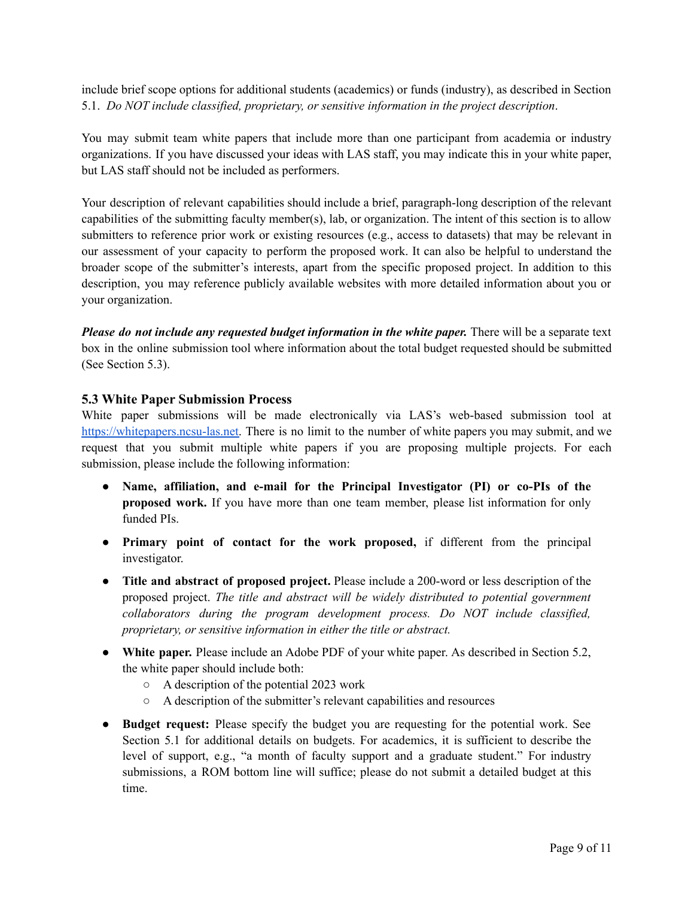include brief scope options for additional students (academics) or funds (industry), as described in Section 5.1. *Do NOT include classified, proprietary, or sensitive information in the project description*.

You may submit team white papers that include more than one participant from academia or industry organizations. If you have discussed your ideas with LAS staff, you may indicate this in your white paper, but LAS staff should not be included as performers.

Your description of relevant capabilities should include a brief, paragraph-long description of the relevant capabilities of the submitting faculty member(s), lab, or organization. The intent of this section is to allow submitters to reference prior work or existing resources (e.g., access to datasets) that may be relevant in our assessment of your capacity to perform the proposed work. It can also be helpful to understand the broader scope of the submitter's interests, apart from the specific proposed project. In addition to this description, you may reference publicly available websites with more detailed information about you or your organization.

***Please do not include any requested budget information in the white paper.*** There will be a separate text box in the online submission tool where information about the total budget requested should be submitted (See Section 5.3).

### 5.3 White Paper Submission Process

White paper submissions will be made electronically via LAS's web-based submission tool at [https://whitepapers.ncsu-las.net](https://whitepapers.ncsu-las.net). There is no limit to the number of white papers you may submit, and we request that you submit multiple white papers if you are proposing multiple projects. For each submission, please include the following information:

- **Name, affiliation, and e-mail for the Principal Investigator (PI) or co-PIs of the proposed work.** If you have more than one team member, please list information for only funded PIs.
- **Primary point of contact for the work proposed,** if different from the principal investigator.
- **Title and abstract of proposed project.** Please include a 200-word or less description of the proposed project. *The title and abstract will be widely distributed to potential government collaborators during the program development process. Do NOT include classified, proprietary, or sensitive information in either the title or abstract.*
- **White paper.** Please include an Adobe PDF of your white paper. As described in Section 5.2, the white paper should include both:
    - A description of the potential 2023 work
    - A description of the submitter's relevant capabilities and resources
- **Budget request:** Please specify the budget you are requesting for the potential work. See Section 5.1 for additional details on budgets. For academics, it is sufficient to describe the level of support, e.g., "a month of faculty support and a graduate student." For industry submissions, a ROM bottom line will suffice; please do not submit a detailed budget at this time.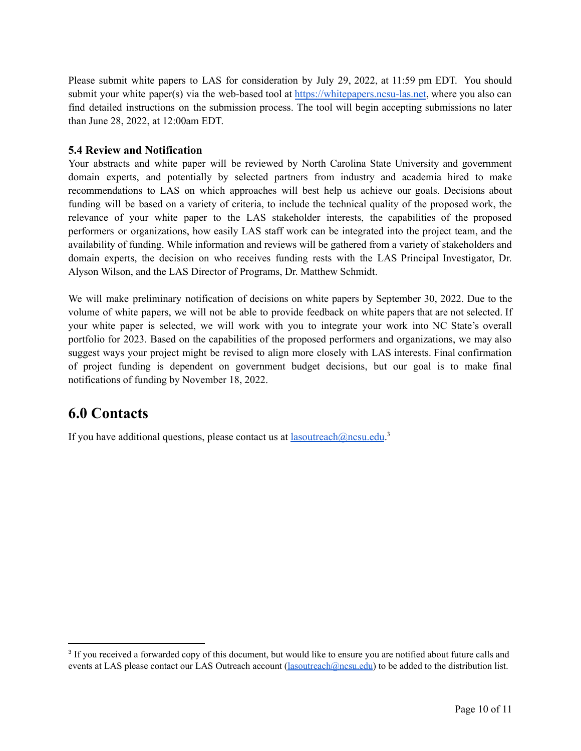Please submit white papers to LAS for consideration by July 29, 2022, at 11:59 pm EDT. You should submit your white paper(s) via the web-based tool at https://whitepapers.ncsu-las.net, where you also can find detailed instructions on the submission process. The tool will begin accepting submissions no later than June 28, 2022, at 12:00am EDT.

### 5.4 Review and Notification

Your abstracts and white paper will be reviewed by North Carolina State University and government domain experts, and potentially by selected partners from industry and academia hired to make recommendations to LAS on which approaches will best help us achieve our goals. Decisions about funding will be based on a variety of criteria, to include the technical quality of the proposed work, the relevance of your white paper to the LAS stakeholder interests, the capabilities of the proposed performers or organizations, how easily LAS staff work can be integrated into the project team, and the availability of funding. While information and reviews will be gathered from a variety of stakeholders and domain experts, the decision on who receives funding rests with the LAS Principal Investigator, Dr. Alyson Wilson, and the LAS Director of Programs, Dr. Matthew Schmidt.

We will make preliminary notification of decisions on white papers by September 30, 2022. Due to the volume of white papers, we will not be able to provide feedback on white papers that are not selected. If your white paper is selected, we will work with you to integrate your work into NC State's overall portfolio for 2023. Based on the capabilities of the proposed performers and organizations, we may also suggest ways your project might be revised to align more closely with LAS interests. Final confirmation of project funding is dependent on government budget decisions, but our goal is to make final notifications of funding by November 18, 2022.

## 6.0 Contacts

If you have additional questions, please contact us at lasoutreach@ncsu.edu.[3]

---

[3] If you received a forwarded copy of this document, but would like to ensure you are notified about future calls and events at LAS please contact our LAS Outreach account (lasoutreach@ncsu.edu) to be added to the distribution list.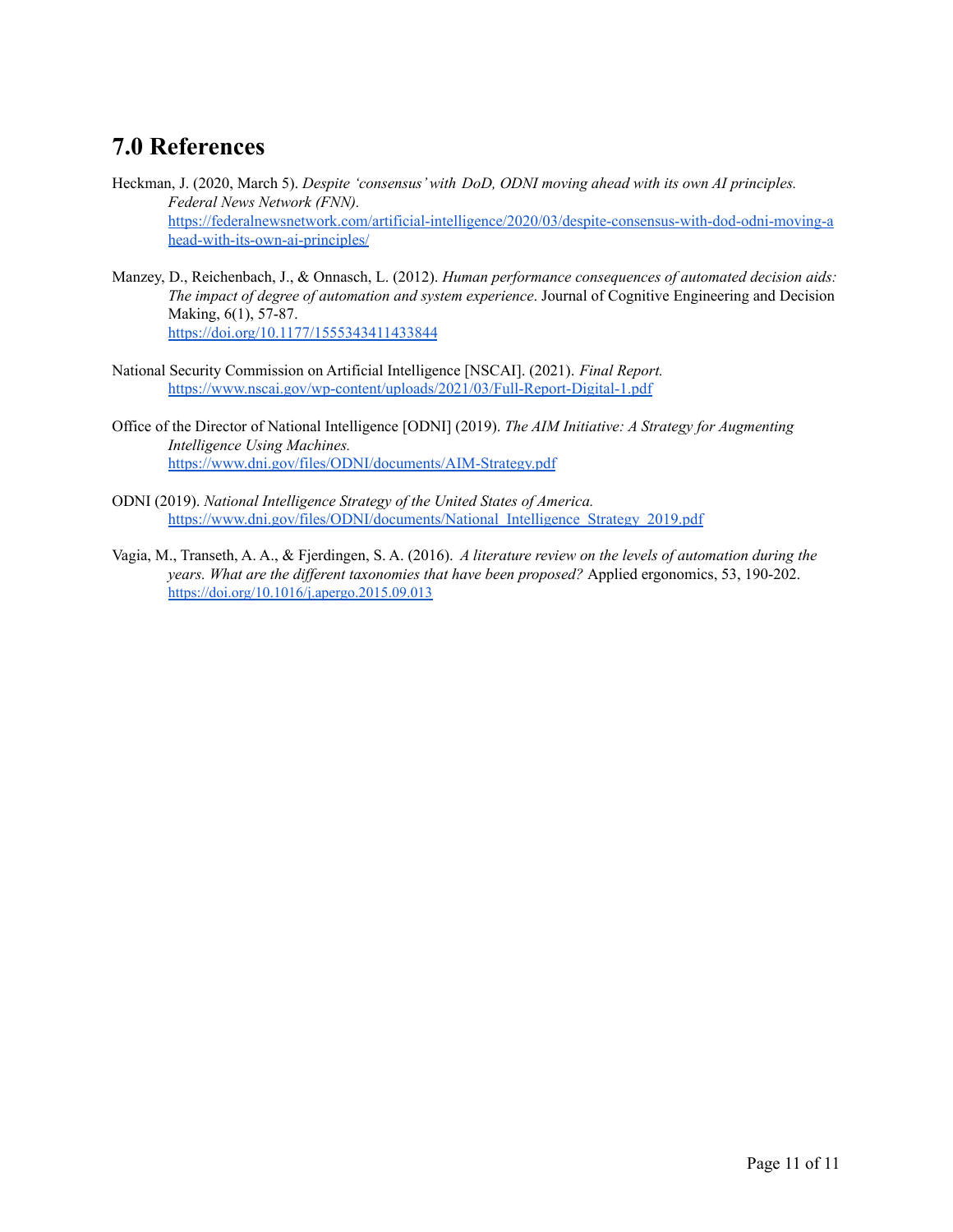## 7.0 References

Heckman, J. (2020, March 5). *Despite 'consensus' with DoD, ODNI moving ahead with its own AI principles. Federal News Network (FNN).* https://federalnewsnetwork.com/artificial-intelligence/2020/03/despite-consensus-with-dod-odni-moving-ahead-with-its-own-ai-principles/

Manzey, D., Reichenbach, J., & Onnasch, L. (2012). *Human performance consequences of automated decision aids: The impact of degree of automation and system experience*. Journal of Cognitive Engineering and Decision Making, 6(1), 57-87. https://doi.org/10.1177/1555343411433844

National Security Commission on Artificial Intelligence [NSCAI]. (2021). *Final Report.* https://www.nscai.gov/wp-content/uploads/2021/03/Full-Report-Digital-1.pdf

Office of the Director of National Intelligence [ODNI] (2019). *The AIM Initiative: A Strategy for Augmenting Intelligence Using Machines.* https://www.dni.gov/files/ODNI/documents/AIM-Strategy.pdf

ODNI (2019). *National Intelligence Strategy of the United States of America.* https://www.dni.gov/files/ODNI/documents/National_Intelligence_Strategy_2019.pdf

Vagia, M., Transeth, A. A., & Fjerdingen, S. A. (2016). *A literature review on the levels of automation during the years. What are the different taxonomies that have been proposed?* Applied ergonomics, 53, 190-202. https://doi.org/10.1016/j.apergo.2015.09.013